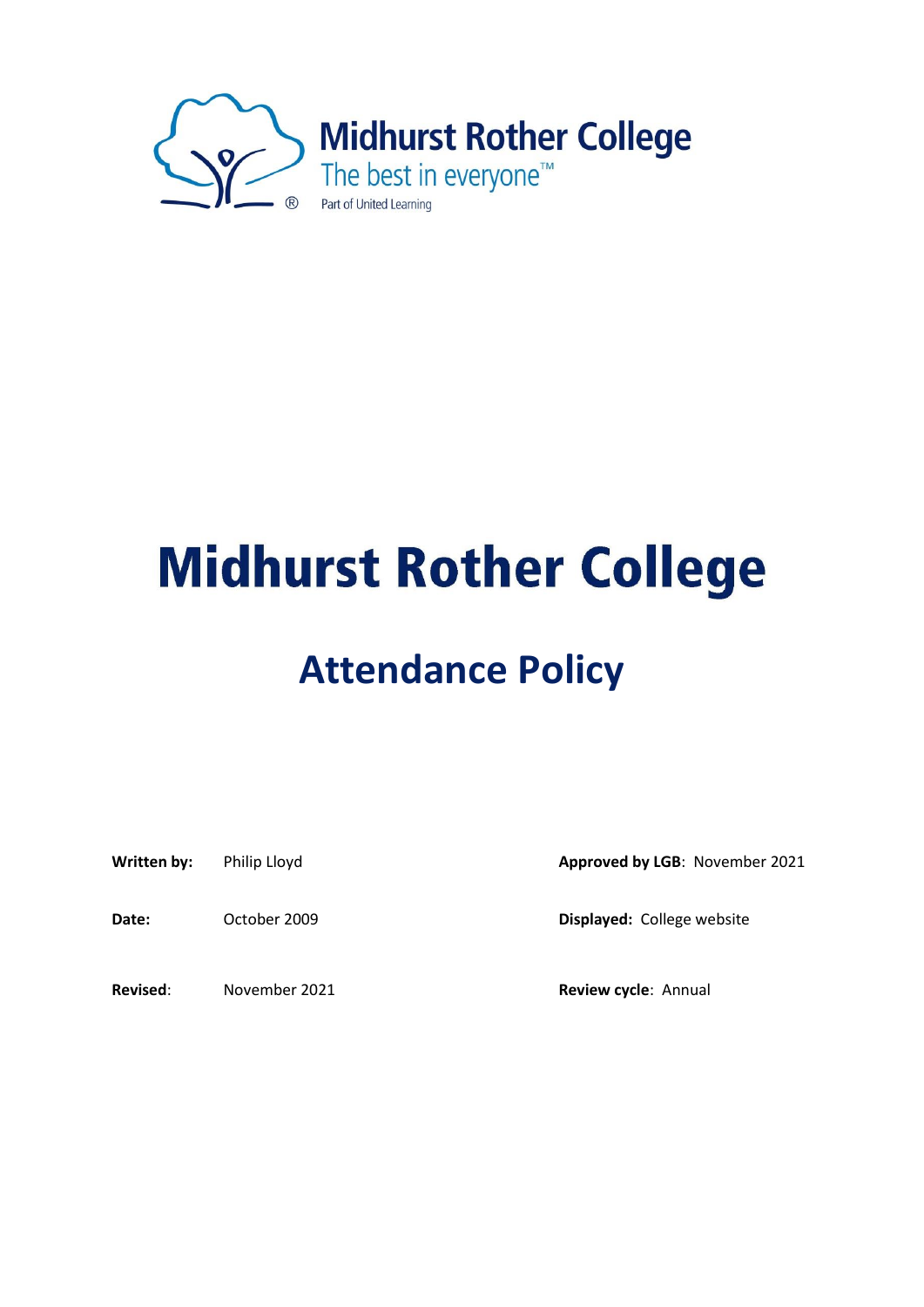Midhurst Rother College

The best in everyone™

Part of United Learning

# Midhurst Rother College

## Attendance Policy

| | | | |
|---|---|---|---|
| **Written by:** | Philip Lloyd | **Approved by LGB**: | November 2021 |
| **Date:** | October 2009 | **Displayed:** | College website |
| **Revised**: | November 2021 | **Review cycle**: | Annual |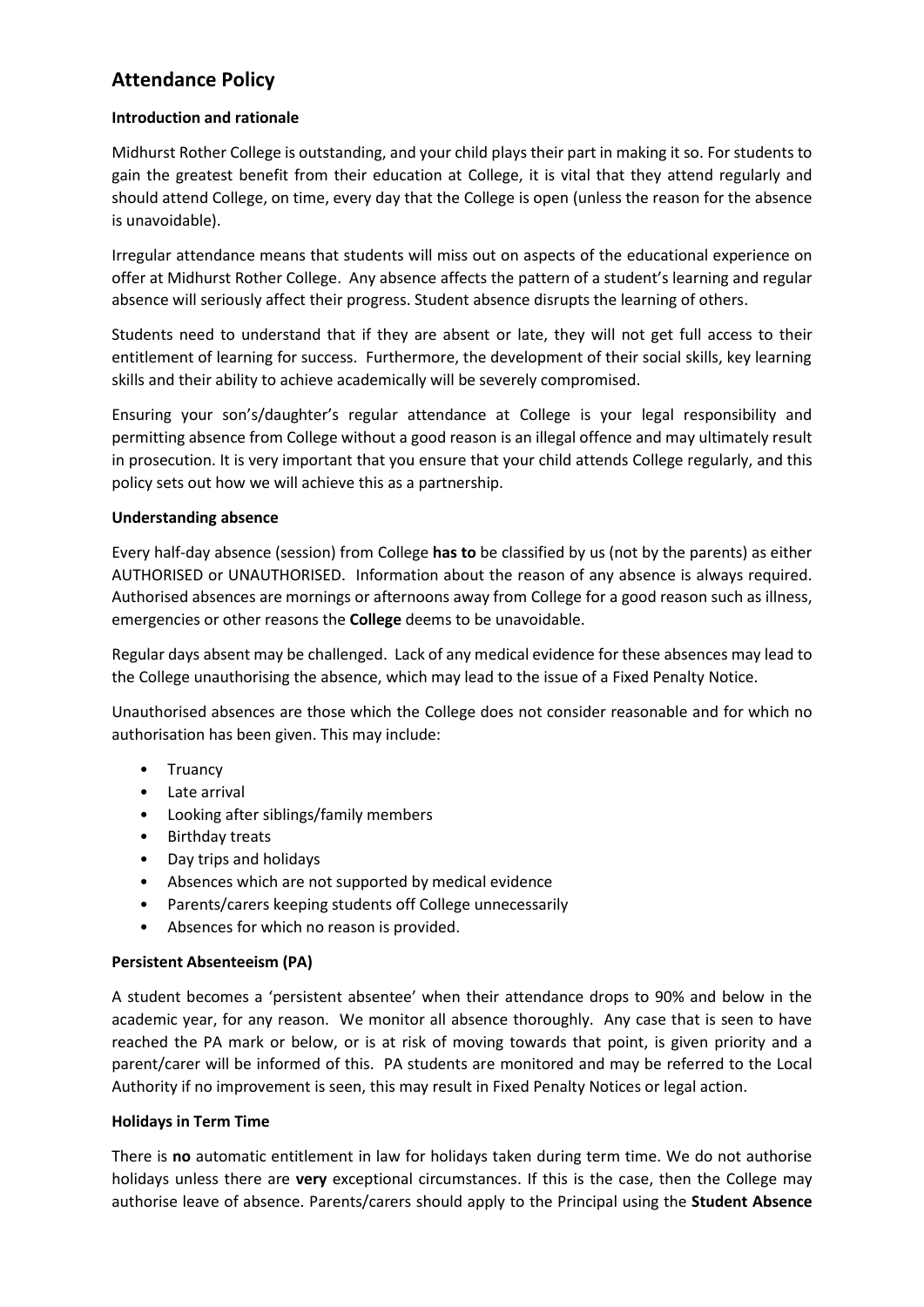## Attendance Policy

**Introduction and rationale**

Midhurst Rother College is outstanding, and your child plays their part in making it so. For students to gain the greatest benefit from their education at College, it is vital that they attend regularly and should attend College, on time, every day that the College is open (unless the reason for the absence is unavoidable).

Irregular attendance means that students will miss out on aspects of the educational experience on offer at Midhurst Rother College. Any absence affects the pattern of a student's learning and regular absence will seriously affect their progress. Student absence disrupts the learning of others.

Students need to understand that if they are absent or late, they will not get full access to their entitlement of learning for success. Furthermore, the development of their social skills, key learning skills and their ability to achieve academically will be severely compromised.

Ensuring your son's/daughter's regular attendance at College is your legal responsibility and permitting absence from College without a good reason is an illegal offence and may ultimately result in prosecution. It is very important that you ensure that your child attends College regularly, and this policy sets out how we will achieve this as a partnership.

**Understanding absence**

Every half-day absence (session) from College **has to** be classified by us (not by the parents) as either AUTHORISED or UNAUTHORISED. Information about the reason of any absence is always required. Authorised absences are mornings or afternoons away from College for a good reason such as illness, emergencies or other reasons the **College** deems to be unavoidable.

Regular days absent may be challenged. Lack of any medical evidence for these absences may lead to the College unauthorising the absence, which may lead to the issue of a Fixed Penalty Notice.

Unauthorised absences are those which the College does not consider reasonable and for which no authorisation has been given. This may include:

- Truancy
- Late arrival
- Looking after siblings/family members
- Birthday treats
- Day trips and holidays
- Absences which are not supported by medical evidence
- Parents/carers keeping students off College unnecessarily
- Absences for which no reason is provided.

**Persistent Absenteeism (PA)**

A student becomes a 'persistent absentee' when their attendance drops to 90% and below in the academic year, for any reason. We monitor all absence thoroughly. Any case that is seen to have reached the PA mark or below, or is at risk of moving towards that point, is given priority and a parent/carer will be informed of this. PA students are monitored and may be referred to the Local Authority if no improvement is seen, this may result in Fixed Penalty Notices or legal action.

**Holidays in Term Time**

There is **no** automatic entitlement in law for holidays taken during term time. We do not authorise holidays unless there are **very** exceptional circumstances. If this is the case, then the College may authorise leave of absence. Parents/carers should apply to the Principal using the **Student Absence**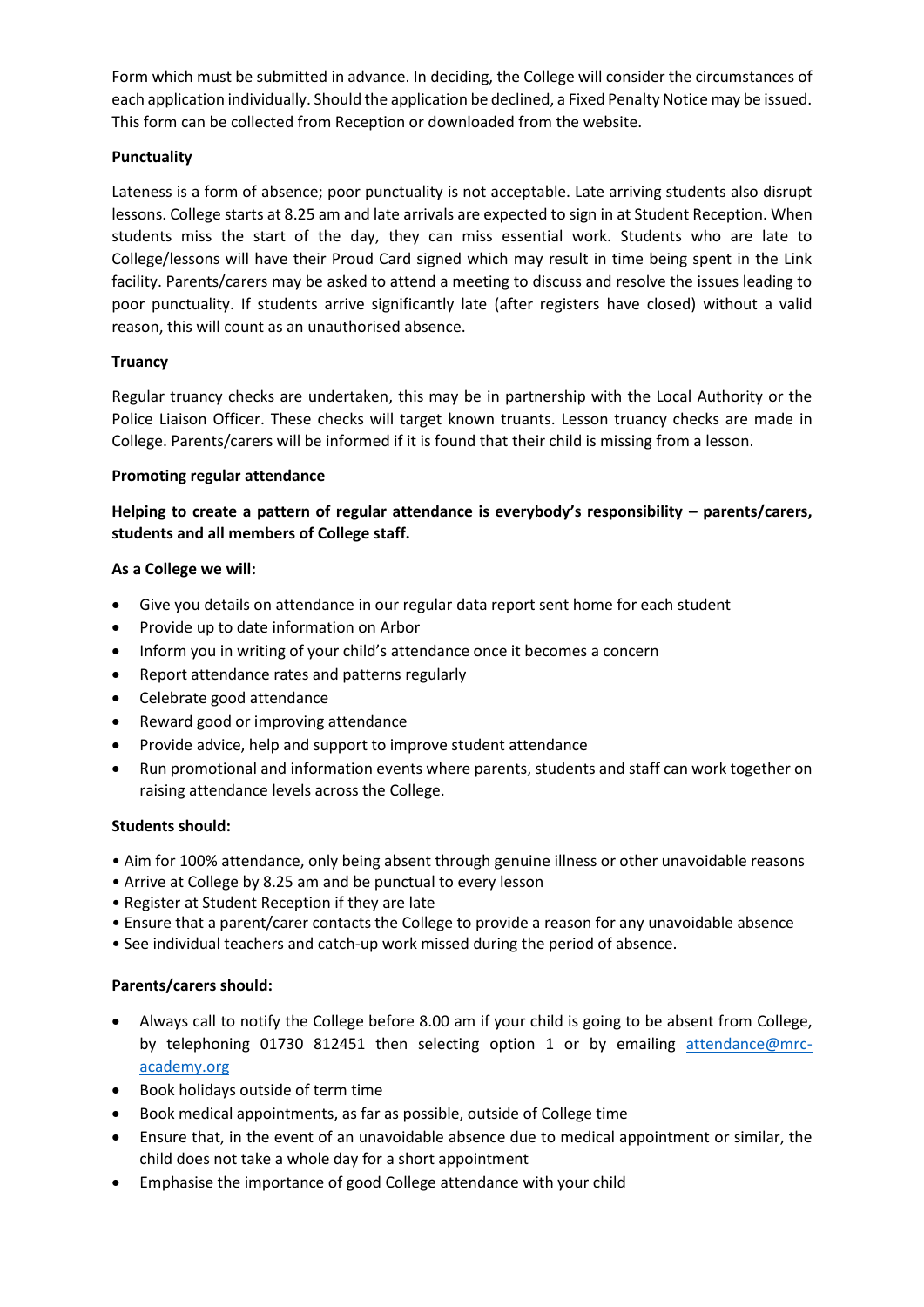Form which must be submitted in advance. In deciding, the College will consider the circumstances of each application individually. Should the application be declined, a Fixed Penalty Notice may be issued. This form can be collected from Reception or downloaded from the website.

**Punctuality**

Lateness is a form of absence; poor punctuality is not acceptable. Late arriving students also disrupt lessons. College starts at 8.25 am and late arrivals are expected to sign in at Student Reception. When students miss the start of the day, they can miss essential work. Students who are late to College/lessons will have their Proud Card signed which may result in time being spent in the Link facility. Parents/carers may be asked to attend a meeting to discuss and resolve the issues leading to poor punctuality. If students arrive significantly late (after registers have closed) without a valid reason, this will count as an unauthorised absence.

**Truancy**

Regular truancy checks are undertaken, this may be in partnership with the Local Authority or the Police Liaison Officer. These checks will target known truants. Lesson truancy checks are made in College. Parents/carers will be informed if it is found that their child is missing from a lesson.

**Promoting regular attendance**

**Helping to create a pattern of regular attendance is everybody's responsibility – parents/carers, students and all members of College staff.**

**As a College we will:**

- Give you details on attendance in our regular data report sent home for each student
- Provide up to date information on Arbor
- Inform you in writing of your child's attendance once it becomes a concern
- Report attendance rates and patterns regularly
- Celebrate good attendance
- Reward good or improving attendance
- Provide advice, help and support to improve student attendance
- Run promotional and information events where parents, students and staff can work together on raising attendance levels across the College.

**Students should:**

- Aim for 100% attendance, only being absent through genuine illness or other unavoidable reasons
- Arrive at College by 8.25 am and be punctual to every lesson
- Register at Student Reception if they are late
- Ensure that a parent/carer contacts the College to provide a reason for any unavoidable absence
- See individual teachers and catch-up work missed during the period of absence.

**Parents/carers should:**

- Always call to notify the College before 8.00 am if your child is going to be absent from College, by telephoning 01730 812451 then selecting option 1 or by emailing attendance@mrc-academy.org
- Book holidays outside of term time
- Book medical appointments, as far as possible, outside of College time
- Ensure that, in the event of an unavoidable absence due to medical appointment or similar, the child does not take a whole day for a short appointment
- Emphasise the importance of good College attendance with your child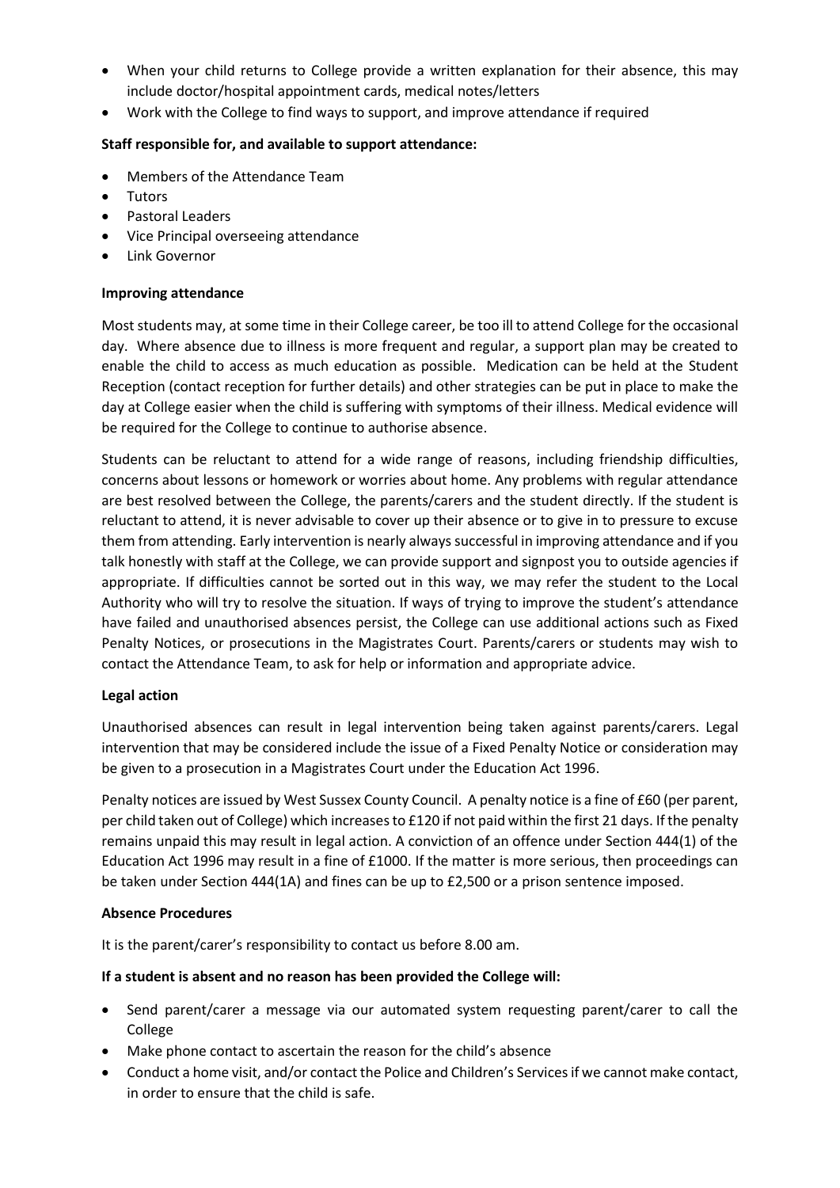- When your child returns to College provide a written explanation for their absence, this may include doctor/hospital appointment cards, medical notes/letters
- Work with the College to find ways to support, and improve attendance if required

**Staff responsible for, and available to support attendance:**

- Members of the Attendance Team
- Tutors
- Pastoral Leaders
- Vice Principal overseeing attendance
- Link Governor

**Improving attendance**

Most students may, at some time in their College career, be too ill to attend College for the occasional day. Where absence due to illness is more frequent and regular, a support plan may be created to enable the child to access as much education as possible. Medication can be held at the Student Reception (contact reception for further details) and other strategies can be put in place to make the day at College easier when the child is suffering with symptoms of their illness. Medical evidence will be required for the College to continue to authorise absence.

Students can be reluctant to attend for a wide range of reasons, including friendship difficulties, concerns about lessons or homework or worries about home. Any problems with regular attendance are best resolved between the College, the parents/carers and the student directly. If the student is reluctant to attend, it is never advisable to cover up their absence or to give in to pressure to excuse them from attending. Early intervention is nearly always successful in improving attendance and if you talk honestly with staff at the College, we can provide support and signpost you to outside agencies if appropriate. If difficulties cannot be sorted out in this way, we may refer the student to the Local Authority who will try to resolve the situation. If ways of trying to improve the student's attendance have failed and unauthorised absences persist, the College can use additional actions such as Fixed Penalty Notices, or prosecutions in the Magistrates Court. Parents/carers or students may wish to contact the Attendance Team, to ask for help or information and appropriate advice.

**Legal action**

Unauthorised absences can result in legal intervention being taken against parents/carers. Legal intervention that may be considered include the issue of a Fixed Penalty Notice or consideration may be given to a prosecution in a Magistrates Court under the Education Act 1996.

Penalty notices are issued by West Sussex County Council. A penalty notice is a fine of £60 (per parent, per child taken out of College) which increases to £120 if not paid within the first 21 days. If the penalty remains unpaid this may result in legal action. A conviction of an offence under Section 444(1) of the Education Act 1996 may result in a fine of £1000. If the matter is more serious, then proceedings can be taken under Section 444(1A) and fines can be up to £2,500 or a prison sentence imposed.

**Absence Procedures**

It is the parent/carer's responsibility to contact us before 8.00 am.

**If a student is absent and no reason has been provided the College will:**

- Send parent/carer a message via our automated system requesting parent/carer to call the College
- Make phone contact to ascertain the reason for the child's absence
- Conduct a home visit, and/or contact the Police and Children's Services if we cannot make contact, in order to ensure that the child is safe.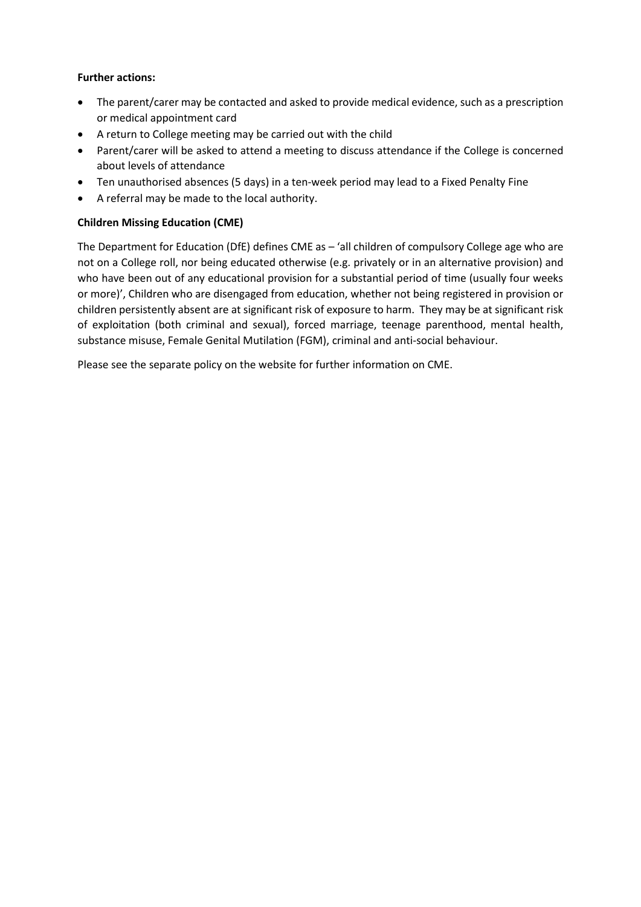**Further actions:**

- The parent/carer may be contacted and asked to provide medical evidence, such as a prescription or medical appointment card
- A return to College meeting may be carried out with the child
- Parent/carer will be asked to attend a meeting to discuss attendance if the College is concerned about levels of attendance
- Ten unauthorised absences (5 days) in a ten-week period may lead to a Fixed Penalty Fine
- A referral may be made to the local authority.

**Children Missing Education (CME)**

The Department for Education (DfE) defines CME as – 'all children of compulsory College age who are not on a College roll, nor being educated otherwise (e.g. privately or in an alternative provision) and who have been out of any educational provision for a substantial period of time (usually four weeks or more)', Children who are disengaged from education, whether not being registered in provision or children persistently absent are at significant risk of exposure to harm. They may be at significant risk of exploitation (both criminal and sexual), forced marriage, teenage parenthood, mental health, substance misuse, Female Genital Mutilation (FGM), criminal and anti-social behaviour.

Please see the separate policy on the website for further information on CME.